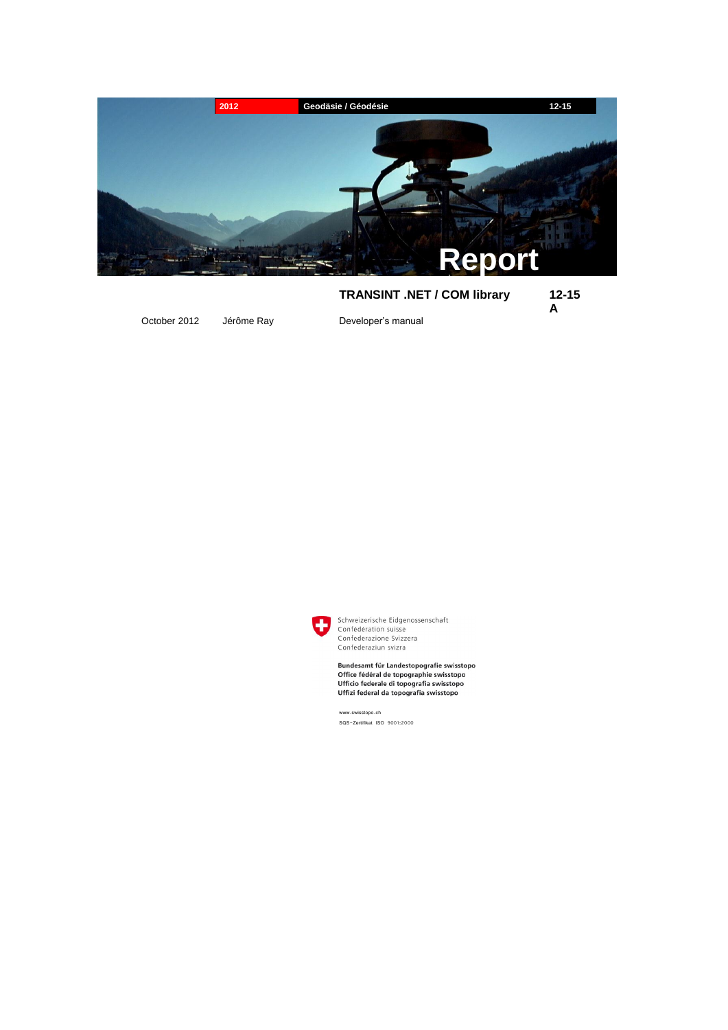2012 | Geodäsie / Géodésie | 12-15

# Report

## TRANSINT .NET / COM library

12-15 A

October 2012 Jérôme Ray

Developer's manual

Schweizerische Eidgenossenschaft
Confédération suisse
Confederazione Svizzera
Confederaziun svizra

**Bundesamt für Landestopografie swisstopo**
**Office fédéral de topographie swisstopo**
**Ufficio federale di topografia swisstopo**
**Uffizi federal da topografia swisstopo**

www.swisstopo.ch
SQS-Zertifikat ISO 9001:2000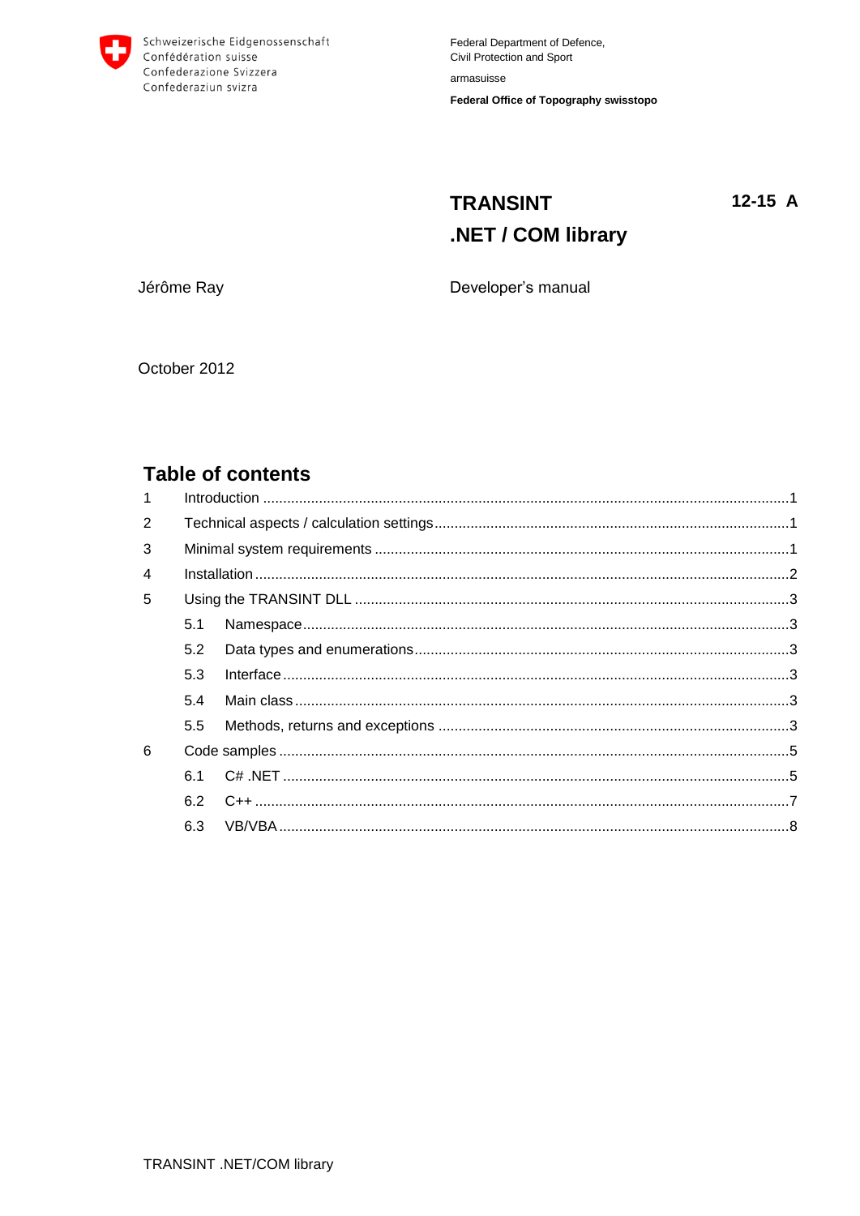Schweizerische Eidgenossenschaft
Confédération suisse
Confederazione Svizzera
Confederaziun svizra

Federal Department of Defence,
Civil Protection and Sport

armasuisse

**Federal Office of Topography swisstopo**

# TRANSINT .NET / COM library

**12-15 A**

Jérôme Ray

Developer's manual

October 2012

## Table of contents

1 Introduction ........ 1
2 Technical aspects / calculation settings ........ 1
3 Minimal system requirements ........ 1
4 Installation ........ 2
5 Using the TRANSINT DLL ........ 3
  5.1 Namespace ........ 3
  5.2 Data types and enumerations ........ 3
  5.3 Interface ........ 3
  5.4 Main class ........ 3
  5.5 Methods, returns and exceptions ........ 3
6 Code samples ........ 5
  6.1 C# .NET ........ 5
  6.2 C++ ........ 7
  6.3 VB/VBA ........ 8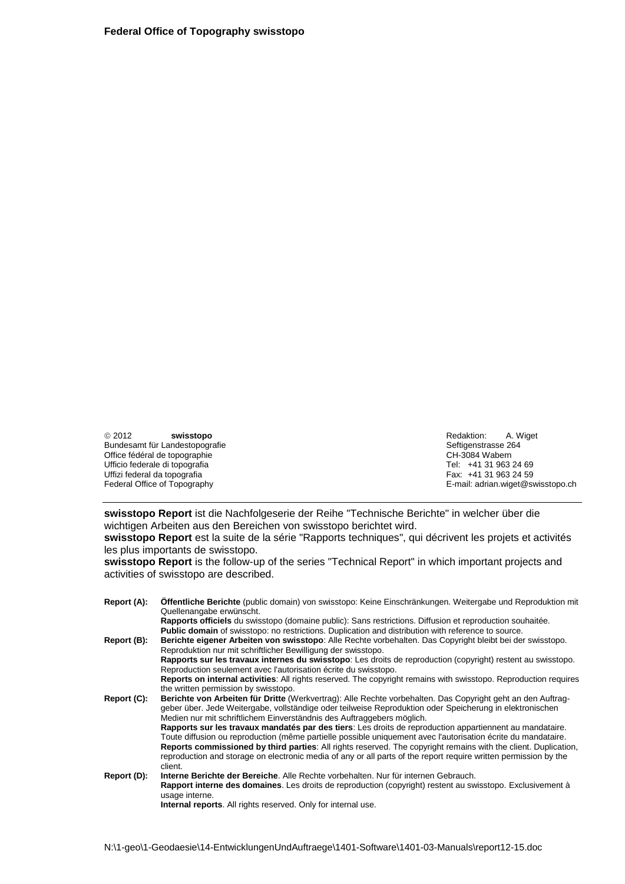**Federal Office of Topography swisstopo**

© 2012 **swisstopo**
Bundesamt für Landestopografie
Office fédéral de topographie
Ufficio federale di topografia
Uffizi federal da topografia
Federal Office of Topography

Redaktion: A. Wiget
Seftigenstrasse 264
CH-3084 Wabern
Tel: +41 31 963 24 69
Fax: +41 31 963 24 59
E-mail: adrian.wiget@swisstopo.ch

---

**swisstopo Report** ist die Nachfolgeserie der Reihe "Technische Berichte" in welcher über die wichtigen Arbeiten aus den Bereichen von swisstopo berichtet wird.
**swisstopo Report** est la suite de la série "Rapports techniques", qui décrivent les projets et activités les plus importants de swisstopo.
**swisstopo Report** is the follow-up of the series "Technical Report" in which important projects and activities of swisstopo are described.

**Report (A):** **Öffentliche Berichte** (public domain) von swisstopo: Keine Einschränkungen. Weitergabe und Reproduktion mit Quellenangabe erwünscht.
**Rapports officiels** du swisstopo (domaine public): Sans restrictions. Diffusion et reproduction souhaitée.
**Public domain** of swisstopo: no restrictions. Duplication and distribution with reference to source.

**Report (B):** **Berichte eigener Arbeiten von swisstopo**: Alle Rechte vorbehalten. Das Copyright bleibt bei der swisstopo. Reproduktion nur mit schriftlicher Bewilligung der swisstopo.
**Rapports sur les travaux internes du swisstopo**: Les droits de reproduction (copyright) restent au swisstopo. Reproduction seulement avec l'autorisation écrite du swisstopo.
**Reports on internal activities**: All rights reserved. The copyright remains with swisstopo. Reproduction requires the written permission by swisstopo.

**Report (C):** **Berichte von Arbeiten für Dritte** (Werkvertrag): Alle Rechte vorbehalten. Das Copyright geht an den Auftraggeber über. Jede Weitergabe, vollständige oder teilweise Reproduktion oder Speicherung in elektronischen Medien nur mit schriftlichem Einverständnis des Auftraggebers möglich.
**Rapports sur les travaux mandatés par des tiers**: Les droits de reproduction appartiennent au mandataire. Toute diffusion ou reproduction (même partielle possible uniquement avec l'autorisation écrite du mandataire.
**Reports commissioned by third parties**: All rights reserved. The copyright remains with the client. Duplication, reproduction and storage on electronic media of any or all parts of the report require written permission by the client.

**Report (D):** **Interne Berichte der Bereiche**. Alle Rechte vorbehalten. Nur für internen Gebrauch.
**Rapport interne des domaines**. Les droits de reproduction (copyright) restent au swisstopo. Exclusivement à usage interne.
**Internal reports**. All rights reserved. Only for internal use.

N:\1-geo\1-Geodaesie\14-EntwicklungenUndAuftraege\1401-Software\1401-03-Manuals\report12-15.doc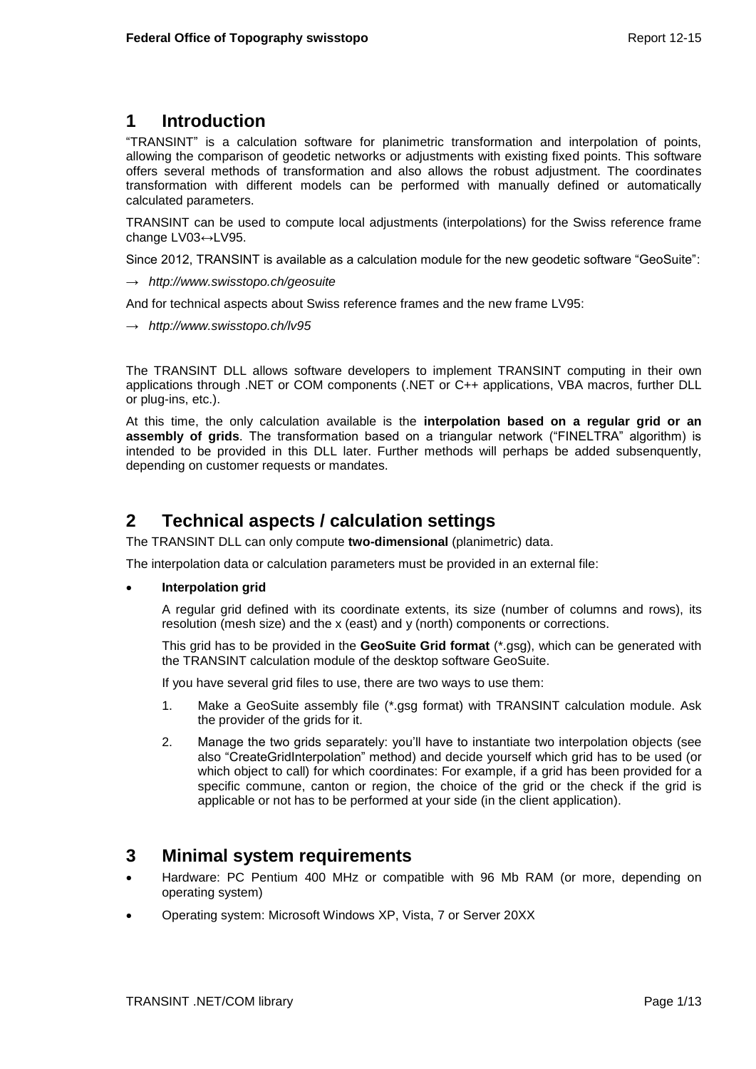# 1 Introduction

"TRANSINT" is a calculation software for planimetric transformation and interpolation of points, allowing the comparison of geodetic networks or adjustments with existing fixed points. This software offers several methods of transformation and also allows the robust adjustment. The coordinates transformation with different models can be performed with manually defined or automatically calculated parameters.

TRANSINT can be used to compute local adjustments (interpolations) for the Swiss reference frame change LV03↔LV95.

Since 2012, TRANSINT is available as a calculation module for the new geodetic software "GeoSuite":

→ *http://www.swisstopo.ch/geosuite*

And for technical aspects about Swiss reference frames and the new frame LV95:

→ *http://www.swisstopo.ch/lv95*

The TRANSINT DLL allows software developers to implement TRANSINT computing in their own applications through .NET or COM components (.NET or C++ applications, VBA macros, further DLL or plug-ins, etc.).

At this time, the only calculation available is the **interpolation based on a regular grid or an assembly of grids**. The transformation based on a triangular network ("FINELTRA" algorithm) is intended to be provided in this DLL later. Further methods will perhaps be added subsenquently, depending on customer requests or mandates.

# 2 Technical aspects / calculation settings

The TRANSINT DLL can only compute **two-dimensional** (planimetric) data.

The interpolation data or calculation parameters must be provided in an external file:

- **Interpolation grid**

  A regular grid defined with its coordinate extents, its size (number of columns and rows), its resolution (mesh size) and the x (east) and y (north) components or corrections.

  This grid has to be provided in the **GeoSuite Grid format** (*.gsg), which can be generated with the TRANSINT calculation module of the desktop software GeoSuite.

  If you have several grid files to use, there are two ways to use them:

  1. Make a GeoSuite assembly file (*.gsg format) with TRANSINT calculation module. Ask the provider of the grids for it.
  2. Manage the two grids separately: you'll have to instantiate two interpolation objects (see also "CreateGridInterpolation" method) and decide yourself which grid has to be used (or which object to call) for which coordinates: For example, if a grid has been provided for a specific commune, canton or region, the choice of the grid or the check if the grid is applicable or not has to be performed at your side (in the client application).

# 3 Minimal system requirements

- Hardware: PC Pentium 400 MHz or compatible with 96 Mb RAM (or more, depending on operating system)
- Operating system: Microsoft Windows XP, Vista, 7 or Server 20XX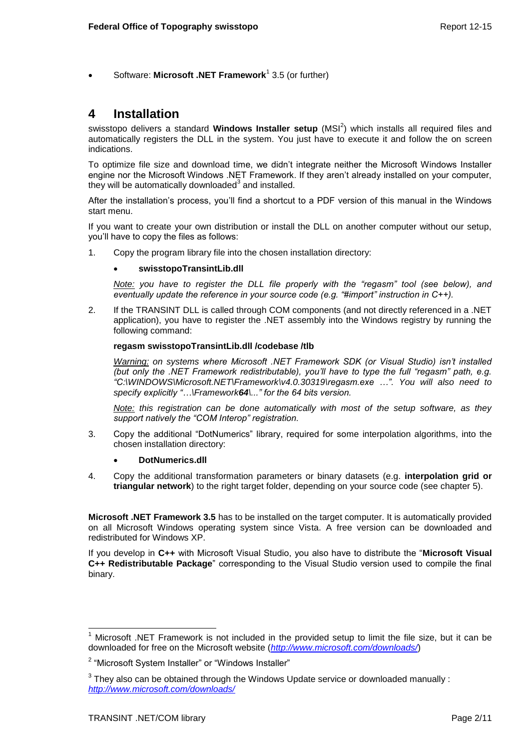- Software: **Microsoft .NET Framework**[1] 3.5 (or further)

# 4 Installation

swisstopo delivers a standard **Windows Installer setup** (MSI[2]) which installs all required files and automatically registers the DLL in the system. You just have to execute it and follow the on screen indications.

To optimize file size and download time, we didn't integrate neither the Microsoft Windows Installer engine nor the Microsoft Windows .NET Framework. If they aren't already installed on your computer, they will be automatically downloaded[3] and installed.

After the installation's process, you'll find a shortcut to a PDF version of this manual in the Windows start menu.

If you want to create your own distribution or install the DLL on another computer without our setup, you'll have to copy the files as follows:

1. Copy the program library file into the chosen installation directory:

   - **swisstopoTransintLib.dll**

   *<u>Note:</u> you have to register the DLL file properly with the "regasm" tool (see below), and eventually update the reference in your source code (e.g. "#import" instruction in C++).*

2. If the TRANSINT DLL is called through COM components (and not directly referenced in a .NET application), you have to register the .NET assembly into the Windows registry by running the following command:

   **regasm swisstopoTransintLib.dll /codebase /tlb**

   *<u>Warning:</u> on systems where Microsoft .NET Framework SDK (or Visual Studio) isn't installed (but only the .NET Framework redistributable), you'll have to type the full "regasm" path, e.g. "C:\WINDOWS\Microsoft.NET\Framework\v4.0.30319\regasm.exe …". You will also need to specify explicitly "…\Framework**64**\..." for the 64 bits version.*

   *<u>Note:</u> this registration can be done automatically with most of the setup software, as they support natively the "COM Interop" registration.*

3. Copy the additional "DotNumerics" library, required for some interpolation algorithms, into the chosen installation directory:

   - **DotNumerics.dll**

4. Copy the additional transformation parameters or binary datasets (e.g. **interpolation grid or triangular network**) to the right target folder, depending on your source code (see chapter 5).

**Microsoft .NET Framework 3.5** has to be installed on the target computer. It is automatically provided on all Microsoft Windows operating system since Vista. A free version can be downloaded and redistributed for Windows XP.

If you develop in **C++** with Microsoft Visual Studio, you also have to distribute the "**Microsoft Visual C++ Redistributable Package**" corresponding to the Visual Studio version used to compile the final binary.

---

[1] Microsoft .NET Framework is not included in the provided setup to limit the file size, but it can be downloaded for free on the Microsoft website (*http://www.microsoft.com/downloads/*)

[2] "Microsoft System Installer" or "Windows Installer"

[3] They also can be obtained through the Windows Update service or downloaded manually : *http://www.microsoft.com/downloads/*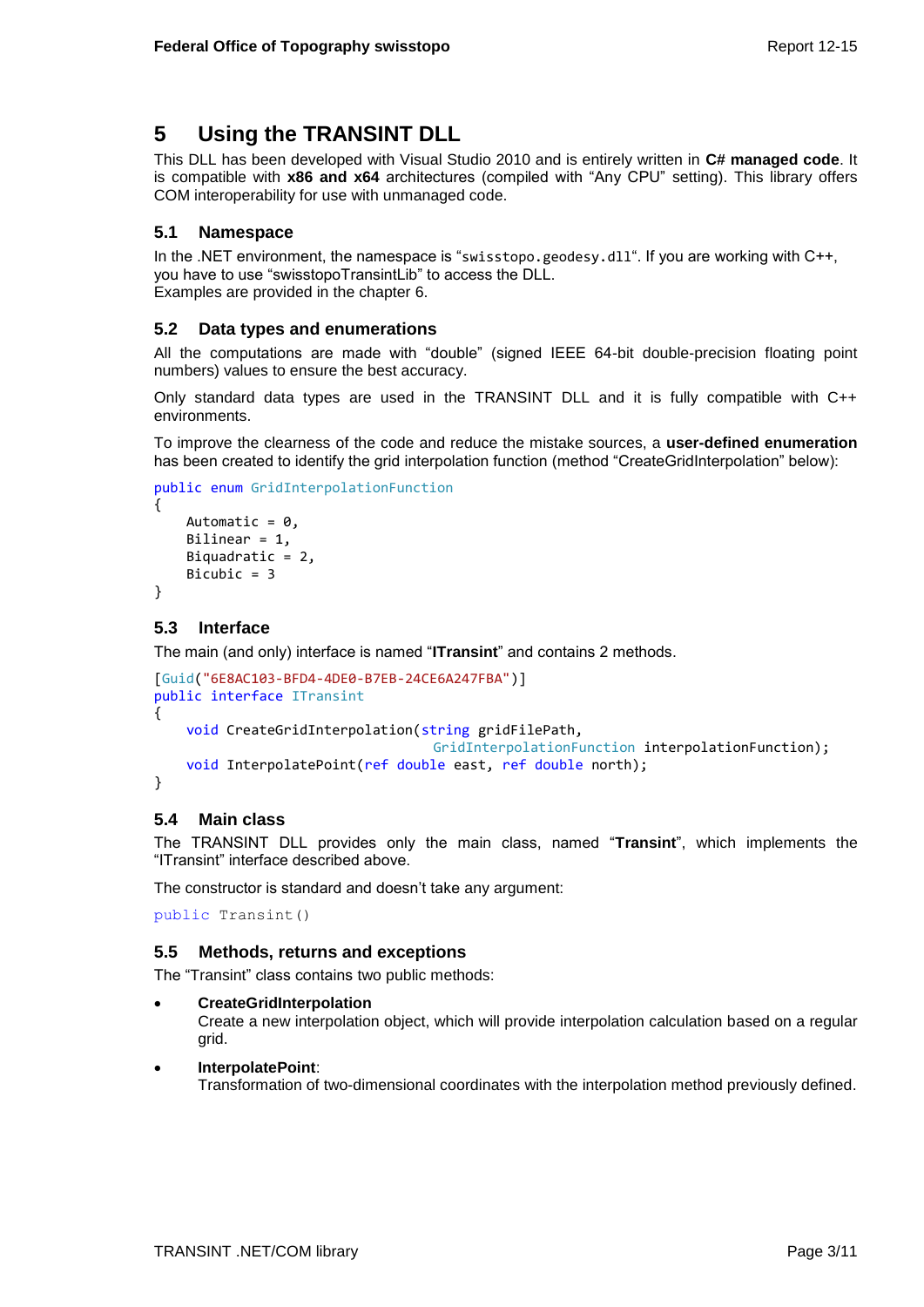# 5 Using the TRANSINT DLL

This DLL has been developed with Visual Studio 2010 and is entirely written in **C# managed code**. It is compatible with **x86 and x64** architectures (compiled with "Any CPU" setting). This library offers COM interoperability for use with unmanaged code.

## 5.1 Namespace

In the .NET environment, the namespace is "`swisstopo.geodesy.dll`". If you are working with C++, you have to use "swisstopoTransintLib" to access the DLL.
Examples are provided in the chapter 6.

## 5.2 Data types and enumerations

All the computations are made with "double" (signed IEEE 64-bit double-precision floating point numbers) values to ensure the best accuracy.

Only standard data types are used in the TRANSINT DLL and it is fully compatible with C++ environments.

To improve the clearness of the code and reduce the mistake sources, a **user-defined enumeration** has been created to identify the grid interpolation function (method "CreateGridInterpolation" below):

```
public enum GridInterpolationFunction
{
    Automatic = 0,
    Bilinear = 1,
    Biquadratic = 2,
    Bicubic = 3
}
```

## 5.3 Interface

The main (and only) interface is named "**ITransint**" and contains 2 methods.

```
[Guid("6E8AC103-BFD4-4DE0-B7EB-24CE6A247FBA")]
public interface ITransint
{
    void CreateGridInterpolation(string gridFilePath,
                                      GridInterpolationFunction interpolationFunction);
    void InterpolatePoint(ref double east, ref double north);
}
```

## 5.4 Main class

The TRANSINT DLL provides only the main class, named "**Transint**", which implements the "ITransint" interface described above.

The constructor is standard and doesn't take any argument:

```
public Transint()
```

## 5.5 Methods, returns and exceptions

The "Transint" class contains two public methods:

- **CreateGridInterpolation**
  Create a new interpolation object, which will provide interpolation calculation based on a regular grid.

- **InterpolatePoint**:
  Transformation of two-dimensional coordinates with the interpolation method previously defined.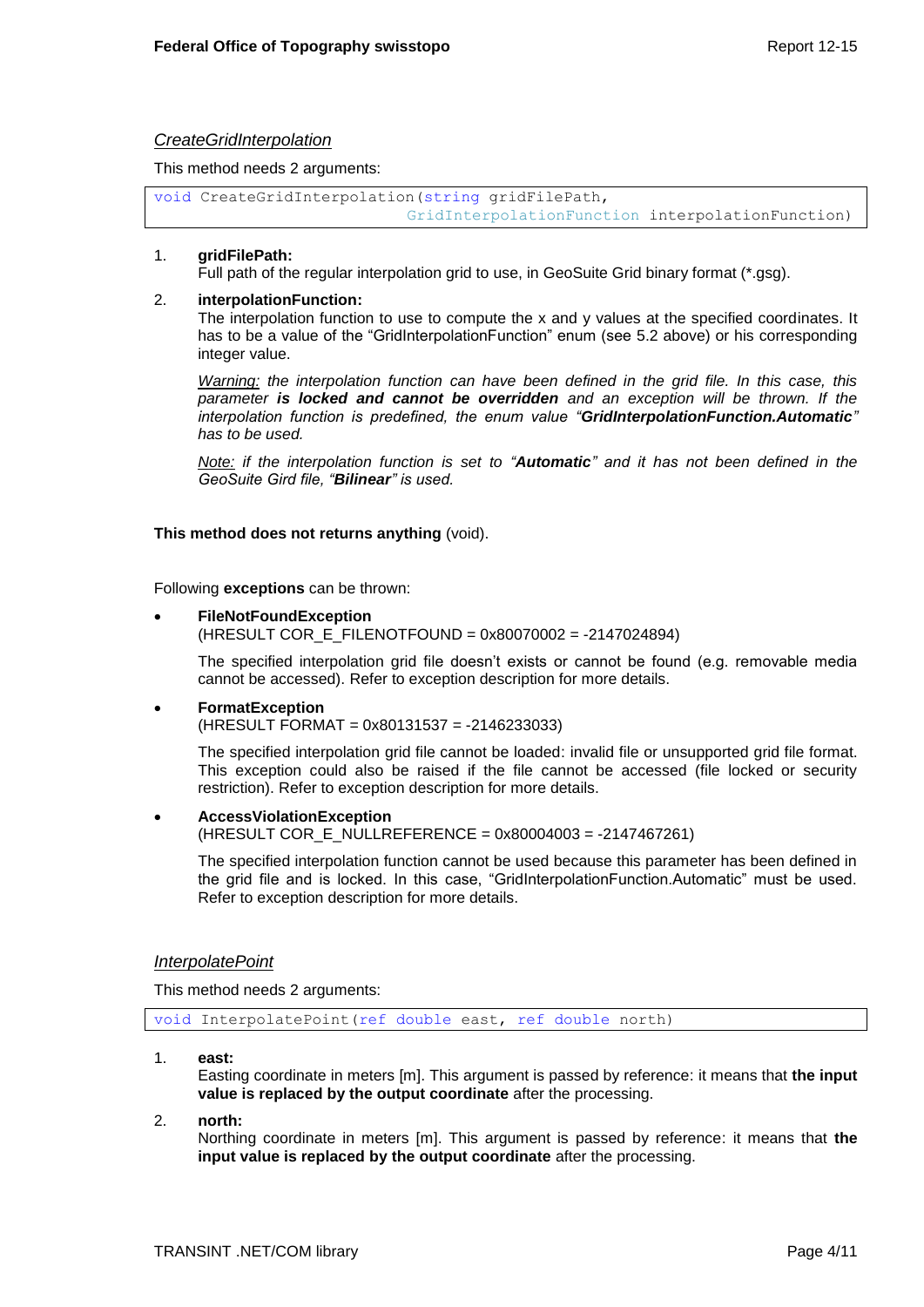*CreateGridInterpolation*

This method needs 2 arguments:

```
void CreateGridInterpolation(string gridFilePath,
                             GridInterpolationFunction interpolationFunction)
```

1. **gridFilePath:**
   Full path of the regular interpolation grid to use, in GeoSuite Grid binary format (*.gsg).

2. **interpolationFunction:**
   The interpolation function to use to compute the x and y values at the specified coordinates. It has to be a value of the "GridInterpolationFunction" enum (see 5.2 above) or his corresponding integer value.

   *Warning: the interpolation function can have been defined in the grid file. In this case, this parameter **is locked and cannot be overridden** and an exception will be thrown. If the interpolation function is predefined, the enum value "**GridInterpolationFunction.Automatic**" has to be used.*

   *Note: if the interpolation function is set to "**Automatic**" and it has not been defined in the GeoSuite Gird file, "**Bilinear**" is used.*

**This method does not returns anything** (void).

Following **exceptions** can be thrown:

- **FileNotFoundException**
  (HRESULT COR_E_FILENOTFOUND = 0x80070002 = -2147024894)

  The specified interpolation grid file doesn't exists or cannot be found (e.g. removable media cannot be accessed). Refer to exception description for more details.

- **FormatException**
  (HRESULT FORMAT = 0x80131537 = -2146233033)

  The specified interpolation grid file cannot be loaded: invalid file or unsupported grid file format. This exception could also be raised if the file cannot be accessed (file locked or security restriction). Refer to exception description for more details.

- **AccessViolationException**
  (HRESULT COR_E_NULLREFERENCE = 0x80004003 = -2147467261)

  The specified interpolation function cannot be used because this parameter has been defined in the grid file and is locked. In this case, "GridInterpolationFunction.Automatic" must be used. Refer to exception description for more details.

*InterpolatePoint*

This method needs 2 arguments:

```
void InterpolatePoint(ref double east, ref double north)
```

1. **east:**
   Easting coordinate in meters [m]. This argument is passed by reference: it means that **the input value is replaced by the output coordinate** after the processing.

2. **north:**
   Northing coordinate in meters [m]. This argument is passed by reference: it means that **the input value is replaced by the output coordinate** after the processing.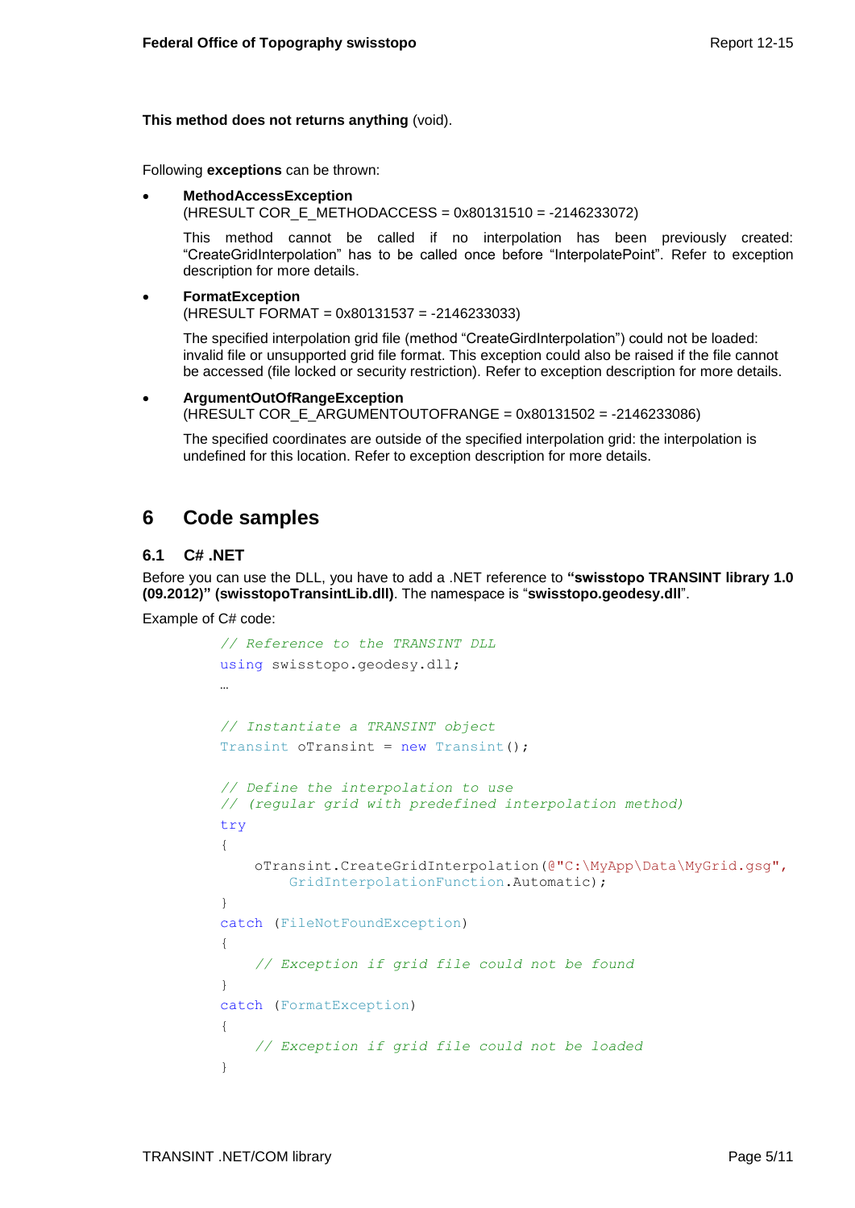**This method does not returns anything** (void).

Following **exceptions** can be thrown:

- **MethodAccessException**
  (HRESULT COR_E_METHODACCESS = 0x80131510 = -2146233072)

  This method cannot be called if no interpolation has been previously created: “CreateGridInterpolation” has to be called once before “InterpolatePoint”. Refer to exception description for more details.

- **FormatException**
  (HRESULT FORMAT = 0x80131537 = -2146233033)

  The specified interpolation grid file (method “CreateGirdInterpolation”) could not be loaded: invalid file or unsupported grid file format. This exception could also be raised if the file cannot be accessed (file locked or security restriction). Refer to exception description for more details.

- **ArgumentOutOfRangeException**
  (HRESULT COR_E_ARGUMENTOUTOFRANGE = 0x80131502 = -2146233086)

  The specified coordinates are outside of the specified interpolation grid: the interpolation is undefined for this location. Refer to exception description for more details.

# 6 Code samples

## 6.1 C# .NET

Before you can use the DLL, you have to add a .NET reference to **“swisstopo TRANSINT library 1.0 (09.2012)” (swisstopoTransintLib.dll)**. The namespace is “**swisstopo.geodesy.dll**”.

Example of C# code:

```
// Reference to the TRANSINT DLL
using swisstopo.geodesy.dll;
…

// Instantiate a TRANSINT object
Transint oTransint = new Transint();

// Define the interpolation to use
// (regular grid with predefined interpolation method)
try
{
    oTransint.CreateGridInterpolation(@"C:\MyApp\Data\MyGrid.gsg",
        GridInterpolationFunction.Automatic);
}
catch (FileNotFoundException)
{
    // Exception if grid file could not be found
}
catch (FormatException)
{
    // Exception if grid file could not be loaded
}
```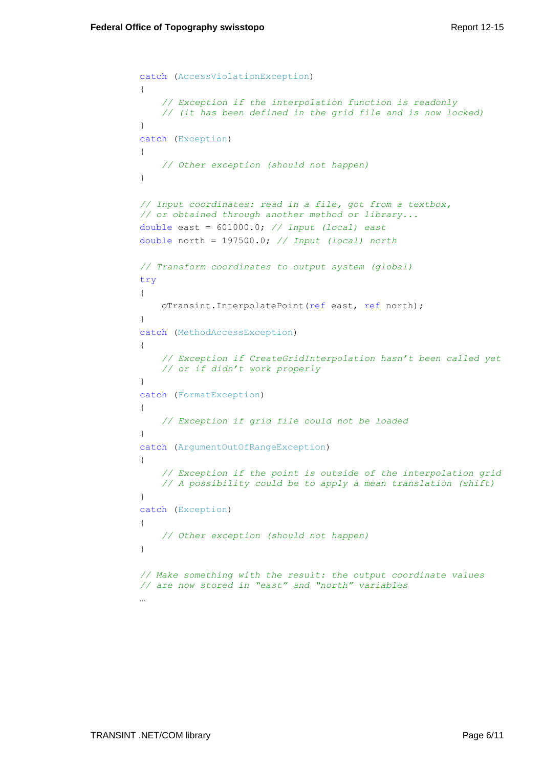```
catch (AccessViolationException)
{
    // Exception if the interpolation function is readonly
    // (it has been defined in the grid file and is now locked)
}
catch (Exception)
{
    // Other exception (should not happen)
}

// Input coordinates: read in a file, got from a textbox,
// or obtained through another method or library...
double east = 601000.0; // Input (local) east
double north = 197500.0; // Input (local) north

// Transform coordinates to output system (global)
try
{
    oTransint.InterpolatePoint(ref east, ref north);
}
catch (MethodAccessException)
{
    // Exception if CreateGridInterpolation hasn't been called yet
    // or if didn't work properly
}
catch (FormatException)
{
    // Exception if grid file could not be loaded
}
catch (ArgumentOutOfRangeException)
{
    // Exception if the point is outside of the interpolation grid
    // A possibility could be to apply a mean translation (shift)
}
catch (Exception)
{
    // Other exception (should not happen)
}

// Make something with the result: the output coordinate values
// are now stored in "east" and "north" variables
…
```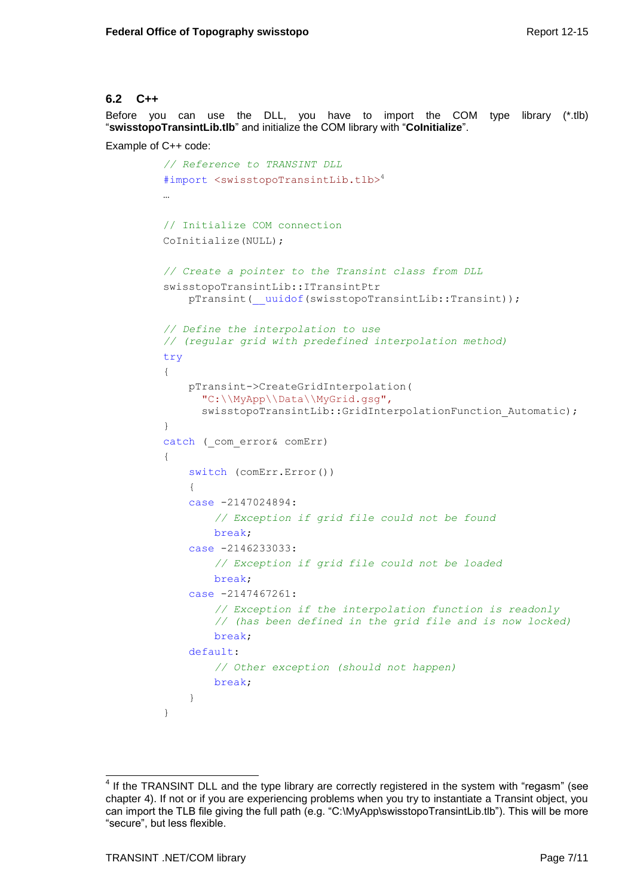## 6.2 C++

Before you can use the DLL, you have to import the COM type library (*.tlb) "**swisstopoTransintLib.tlb**" and initialize the COM library with "**CoInitialize**".

Example of C++ code:

```
// Reference to TRANSINT DLL
#import <swisstopoTransintLib.tlb>[4]
…

// Initialize COM connection
CoInitialize(NULL);

// Create a pointer to the Transint class from DLL
swisstopoTransintLib::ITransintPtr
    pTransint(__uuidof(swisstopoTransintLib::Transint));

// Define the interpolation to use
// (regular grid with predefined interpolation method)
try
{
    pTransint->CreateGridInterpolation(
      "C:\\MyApp\\Data\\MyGrid.gsg",
      swisstopoTransintLib::GridInterpolationFunction_Automatic);
}
catch (_com_error& comErr)
{
    switch (comErr.Error())
    {
    case -2147024894:
        // Exception if grid file could not be found
        break;
    case -2146233033:
        // Exception if grid file could not be loaded
        break;
    case -2147467261:
        // Exception if the interpolation function is readonly
        // (has been defined in the grid file and is now locked)
        break;
    default:
        // Other exception (should not happen)
        break;
    }
}
```

[4] If the TRANSINT DLL and the type library are correctly registered in the system with "regasm" (see chapter 4). If not or if you are experiencing problems when you try to instantiate a Transint object, you can import the TLB file giving the full path (e.g. "C:\MyApp\swisstopoTransintLib.tlb"). This will be more "secure", but less flexible.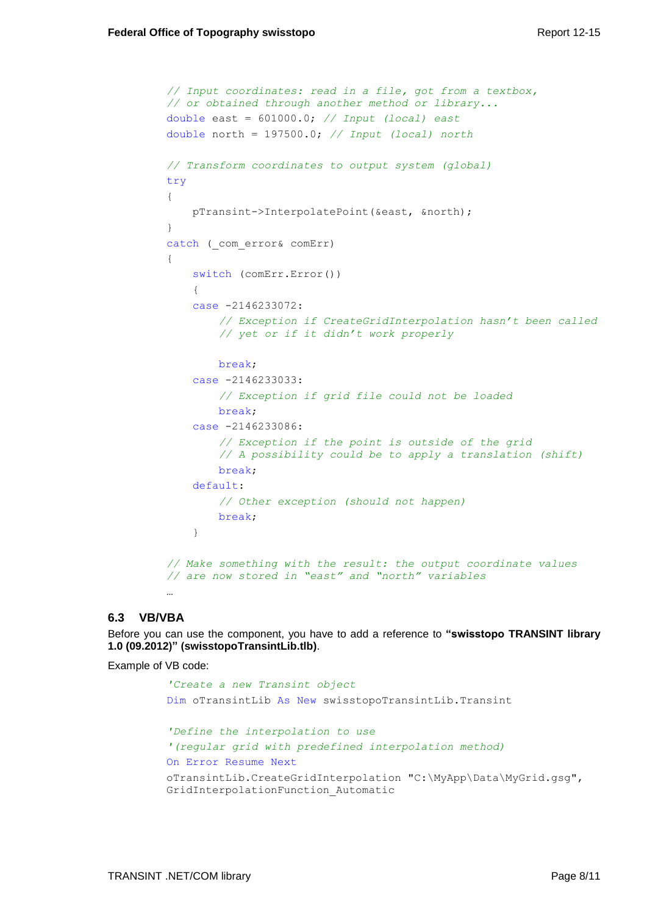```
// Input coordinates: read in a file, got from a textbox,
// or obtained through another method or library...
double east = 601000.0; // Input (local) east
double north = 197500.0; // Input (local) north

// Transform coordinates to output system (global)
try
{
    pTransint->InterpolatePoint(&east, &north);
}
catch (_com_error& comErr)
{
    switch (comErr.Error())
    {
    case -2146233072:
        // Exception if CreateGridInterpolation hasn't been called
        // yet or if it didn't work properly

        break;
    case -2146233033:
        // Exception if grid file could not be loaded
        break;
    case -2146233086:
        // Exception if the point is outside of the grid
        // A possibility could be to apply a translation (shift)
        break;
    default:
        // Other exception (should not happen)
        break;
    }

// Make something with the result: the output coordinate values
// are now stored in "east" and "north" variables
…
```

### 6.3 VB/VBA

Before you can use the component, you have to add a reference to **"swisstopo TRANSINT library 1.0 (09.2012)" (swisstopoTransintLib.tlb)**.

Example of VB code:

```
'Create a new Transint object
Dim oTransintLib As New swisstopoTransintLib.Transint

'Define the interpolation to use
'(regular grid with predefined interpolation method)
On Error Resume Next
oTransintLib.CreateGridInterpolation "C:\MyApp\Data\MyGrid.gsg",
GridInterpolationFunction_Automatic
```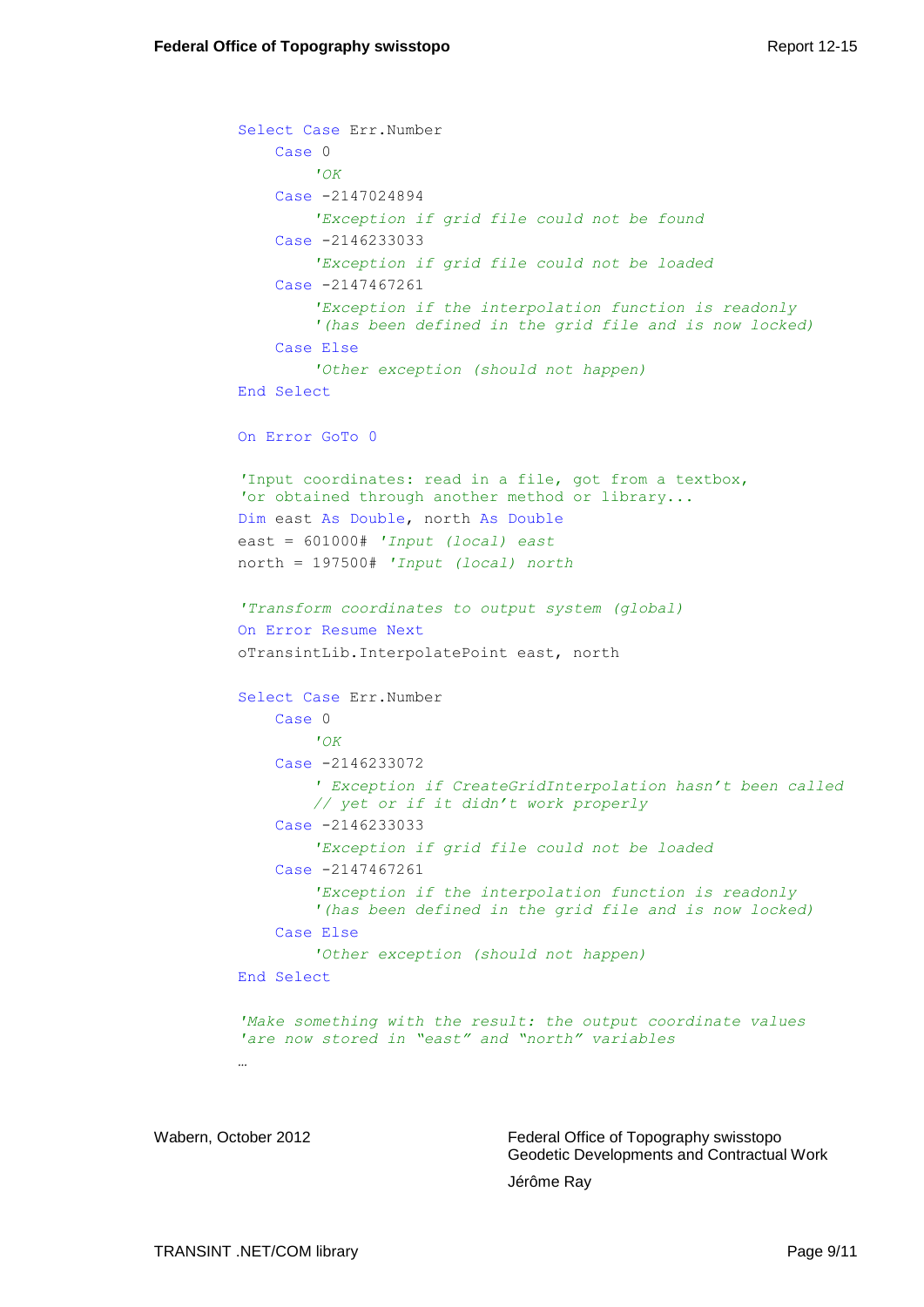```vb
Select Case Err.Number
    Case 0
        'OK
    Case -2147024894
        'Exception if grid file could not be found
    Case -2146233033
        'Exception if grid file could not be loaded
    Case -2147467261
        'Exception if the interpolation function is readonly
        '(has been defined in the grid file and is now locked)
    Case Else
        'Other exception (should not happen)
End Select

On Error GoTo 0

'Input coordinates: read in a file, got from a textbox,
'or obtained through another method or library...
Dim east As Double, north As Double
east = 601000# 'Input (local) east
north = 197500# 'Input (local) north

'Transform coordinates to output system (global)
On Error Resume Next
oTransintLib.InterpolatePoint east, north

Select Case Err.Number
    Case 0
        'OK
    Case -2146233072
        ' Exception if CreateGridInterpolation hasn't been called
        // yet or if it didn't work properly
    Case -2146233033
        'Exception if grid file could not be loaded
    Case -2147467261
        'Exception if the interpolation function is readonly
        '(has been defined in the grid file and is now locked)
    Case Else
        'Other exception (should not happen)
End Select

'Make something with the result: the output coordinate values
'are now stored in "east" and "north" variables
…
```

Wabern, October 2012

Federal Office of Topography swisstopo
Geodetic Developments and Contractual Work

Jérôme Ray